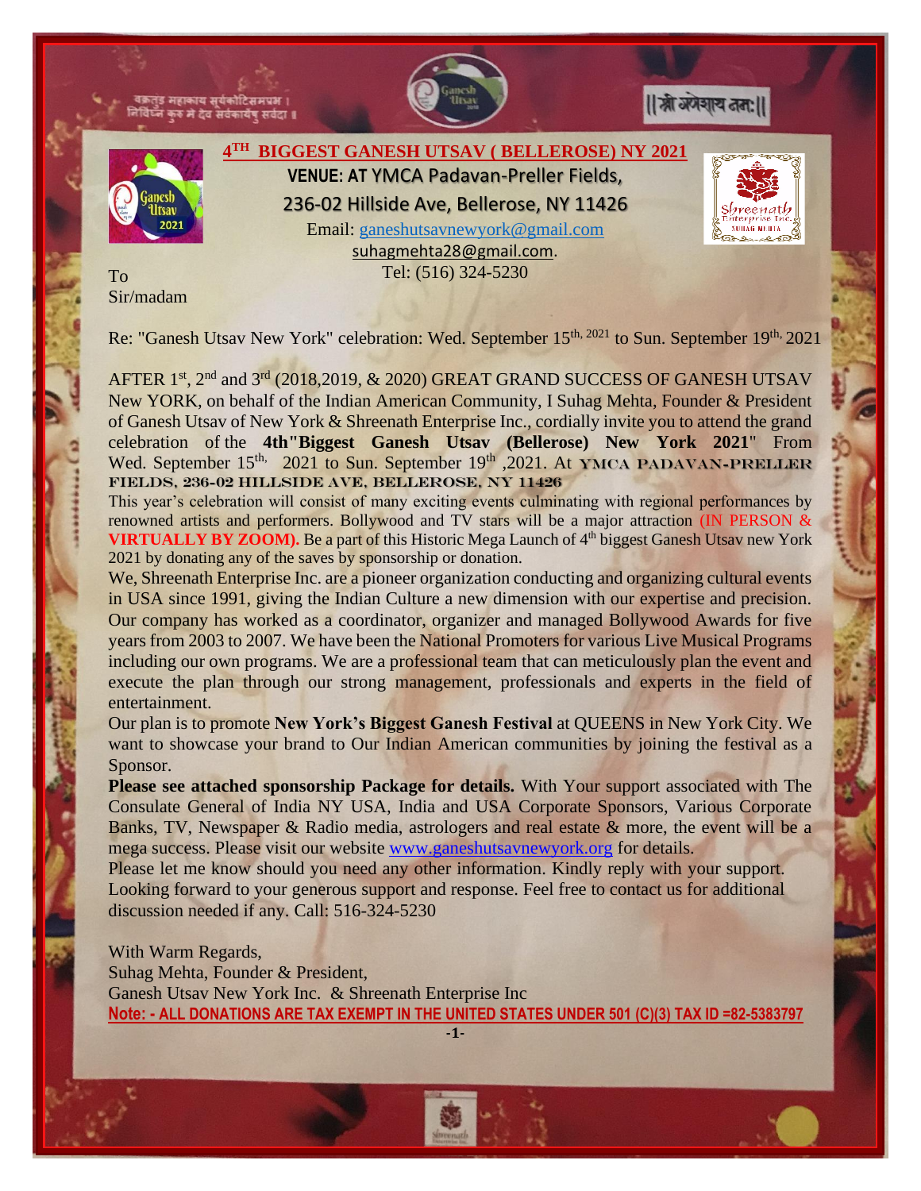वक्रतुंड महाकाय सूर्यकोटिसमप्रभ ।
निर्विघ्नं कुरु मे देव सर्वकार्येषु सर्वदा ॥

||श्री गणेशाय नमः||

# 4TH BIGGEST GANESH UTSAV ( BELLEROSE) NY 2021

**VENUE: AT YMCA Padavan-Preller Fields,**
**236-02 Hillside Ave, Bellerose, NY 11426**

Email: ganeshutsavnewyork@gmail.com
suhagmehta28@gmail.com.
Tel: (516) 324-5230

To
Sir/madam

Re: "Ganesh Utsav New York" celebration: Wed. September 15th, 2021 to Sun. September 19th, 2021

AFTER 1st, 2nd and 3rd (2018,2019, & 2020) GREAT GRAND SUCCESS OF GANESH UTSAV New YORK, on behalf of the Indian American Community, I Suhag Mehta, Founder & President of Ganesh Utsav of New York & Shreenath Enterprise Inc., cordially invite you to attend the grand celebration of the **4th"Biggest Ganesh Utsav (Bellerose) New York 2021**" From Wed. September 15th, 2021 to Sun. September 19th ,2021. At **YMCA PADAVAN-PRELLER FIELDS, 236-02 HILLSIDE AVE, BELLEROSE, NY 11426**

This year's celebration will consist of many exciting events culminating with regional performances by renowned artists and performers. Bollywood and TV stars will be a major attraction (IN PERSON & **VIRTUALLY BY ZOOM).** Be a part of this Historic Mega Launch of 4th biggest Ganesh Utsav new York 2021 by donating any of the saves by sponsorship or donation.

We, Shreenath Enterprise Inc. are a pioneer organization conducting and organizing cultural events in USA since 1991, giving the Indian Culture a new dimension with our expertise and precision. Our company has worked as a coordinator, organizer and managed Bollywood Awards for five years from 2003 to 2007. We have been the National Promoters for various Live Musical Programs including our own programs. We are a professional team that can meticulously plan the event and execute the plan through our strong management, professionals and experts in the field of entertainment.

Our plan is to promote **New York's Biggest Ganesh Festival** at QUEENS in New York City. We want to showcase your brand to Our Indian American communities by joining the festival as a Sponsor.

**Please see attached sponsorship Package for details.** With Your support associated with The Consulate General of India NY USA, India and USA Corporate Sponsors, Various Corporate Banks, TV, Newspaper & Radio media, astrologers and real estate & more, the event will be a mega success. Please visit our website www.ganeshutsavnewyork.org for details.

Please let me know should you need any other information. Kindly reply with your support. Looking forward to your generous support and response. Feel free to contact us for additional discussion needed if any. Call: 516-324-5230

With Warm Regards,
Suhag Mehta, Founder & President,
Ganesh Utsav New York Inc. & Shreenath Enterprise Inc

**Note: - ALL DONATIONS ARE TAX EXEMPT IN THE UNITED STATES UNDER 501 (C)(3) TAX ID =82-5383797**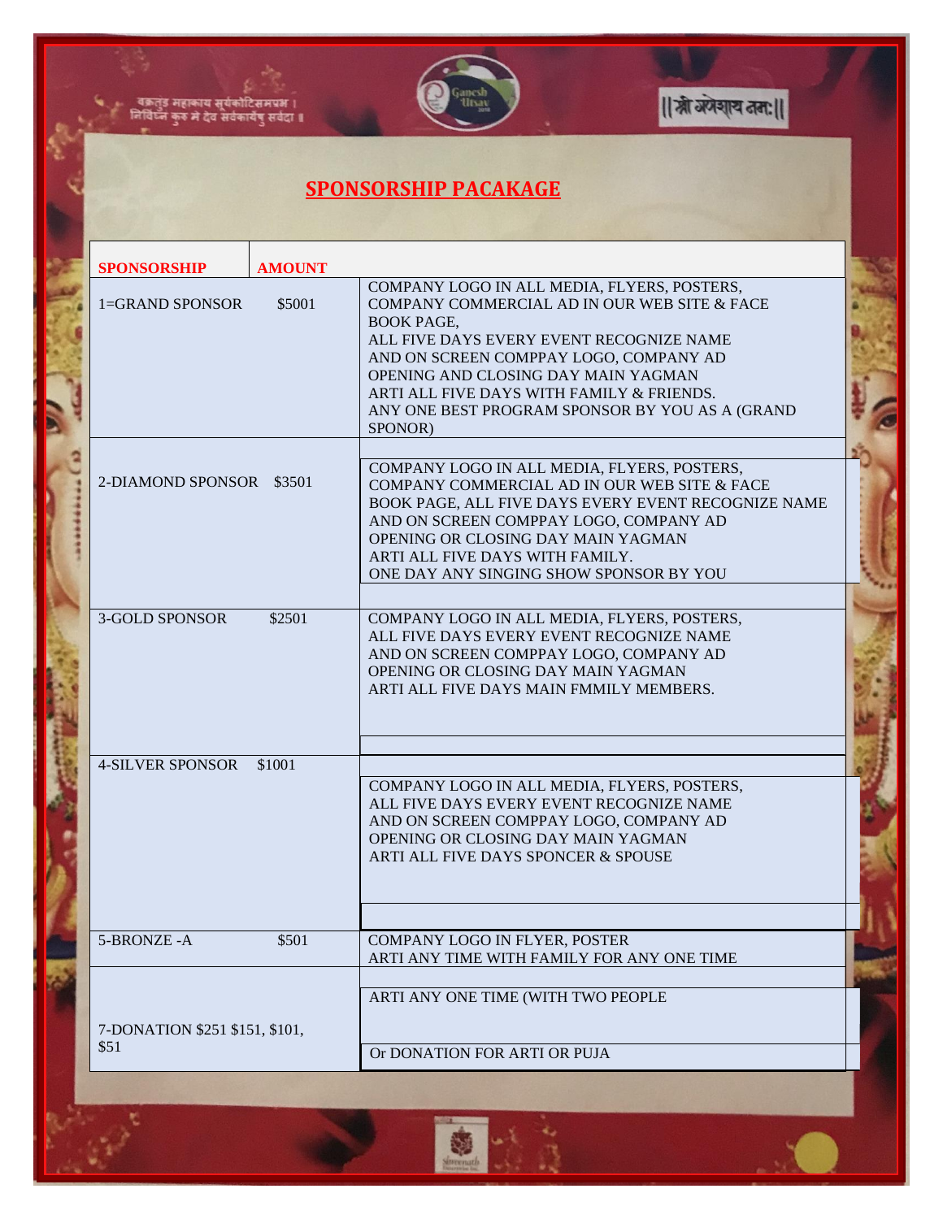वक्रतुंड महाकाय सूर्यकोटिसमप्रभ ।
निर्विघ्नं कुरु मे देव सर्वकार्येषु सर्वदा ॥

||श्री गणेशाय नमः||

# SPONSORSHIP PACAKAGE

| SPONSORSHIP | AMOUNT | |
|---|---|---|
| 1=GRAND SPONSOR | $5001 | COMPANY LOGO IN ALL MEDIA, FLYERS, POSTERS, COMPANY COMMERCIAL AD IN OUR WEB SITE & FACE BOOK PAGE, ALL FIVE DAYS EVERY EVENT RECOGNIZE NAME AND ON SCREEN COMPPAY LOGO, COMPANY AD OPENING AND CLOSING DAY MAIN YAGMAN ARTI ALL FIVE DAYS WITH FAMILY & FRIENDS. ANY ONE BEST PROGRAM SPONSOR BY YOU AS A (GRAND SPONOR) |
| 2-DIAMOND SPONSOR | $3501 | COMPANY LOGO IN ALL MEDIA, FLYERS, POSTERS, COMPANY COMMERCIAL AD IN OUR WEB SITE & FACE BOOK PAGE, ALL FIVE DAYS EVERY EVENT RECOGNIZE NAME AND ON SCREEN COMPPAY LOGO, COMPANY AD OPENING OR CLOSING DAY MAIN YAGMAN ARTI ALL FIVE DAYS WITH FAMILY. ONE DAY ANY SINGING SHOW SPONSOR BY YOU |
| 3-GOLD SPONSOR | $2501 | COMPANY LOGO IN ALL MEDIA, FLYERS, POSTERS, ALL FIVE DAYS EVERY EVENT RECOGNIZE NAME AND ON SCREEN COMPPAY LOGO, COMPANY AD OPENING OR CLOSING DAY MAIN YAGMAN ARTI ALL FIVE DAYS MAIN FMMILY MEMBERS. |
| 4-SILVER SPONSOR | $1001 | COMPANY LOGO IN ALL MEDIA, FLYERS, POSTERS, ALL FIVE DAYS EVERY EVENT RECOGNIZE NAME AND ON SCREEN COMPPAY LOGO, COMPANY AD OPENING OR CLOSING DAY MAIN YAGMAN ARTI ALL FIVE DAYS SPONCER & SPOUSE |
| 5-BRONZE -A | $501 | COMPANY LOGO IN FLYER, POSTER ARTI ANY TIME WITH FAMILY FOR ANY ONE TIME |
| 7-DONATION $251 $151, $101, $51 | | ARTI ANY ONE TIME (WITH TWO PEOPLE Or DONATION FOR ARTI OR PUJA |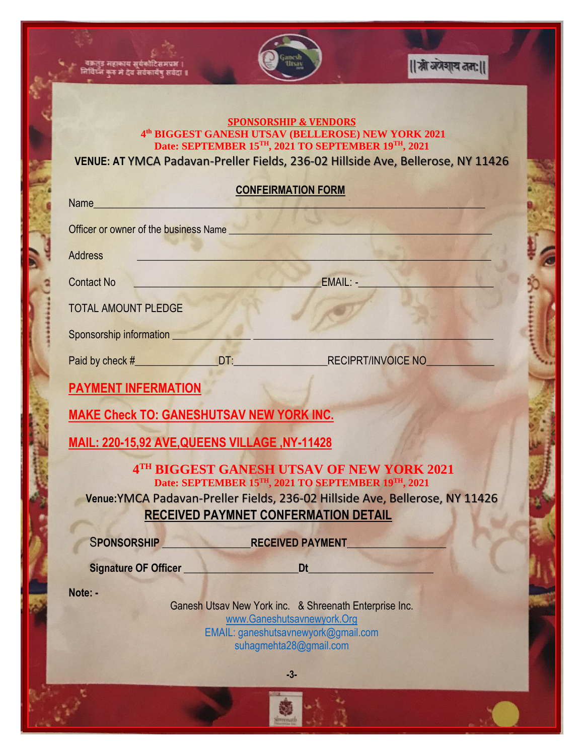वक्रतुंड महाकाय सूर्यकोटिसमप्रभ ।
निर्विघ्नं कुरु मे देव सर्वकार्येषु सर्वदा ॥

||श्री गणेशाय नमः||

**SPONSORSHIP & VENDORS**

**4th BIGGEST GANESH UTSAV (BELLEROSE) NEW YORK 2021**

**Date: SEPTEMBER 15TH, 2021 TO SEPTEMBER 19TH, 2021**

**VENUE: AT** YMCA Padavan-Preller Fields, 236-02 Hillside Ave, Bellerose, NY 11426

## CONFEIRMATION FORM

Name_______________________________________________________________

Officer or owner of the business Name ___________________________________

Address ____________________________________________________________

Contact No _____________________________ EMAIL: -_______________________

TOTAL AMOUNT PLEDGE

Sponsorship information ____________ ________________________________

Paid by check #______________ DT:________________ RECIPRT/INVOICE NO____________

**PAYMENT INFERMATION**

**MAKE Check TO: GANESHUTSAV NEW YORK INC.**

**MAIL: 220-15,92 AVE,QUEENS VILLAGE ,NY-11428**

## 4TH BIGGEST GANESH UTSAV OF NEW YORK 2021

**Date: SEPTEMBER 15TH, 2021 TO SEPTEMBER 19TH, 2021**

**Venue:**YMCA Padavan-Preller Fields, 236-02 Hillside Ave, Bellerose, NY 11426

### RECEIVED PAYMNET CONFERMATION DETAIL

**SPONSORSHIP** _______________ **RECEIVED PAYMENT**_________________

**Signature OF Officer** ____________________ **Dt**_____________________

**Note: -**

Ganesh Utsav New York inc. & Shreenath Enterprise Inc.
www.Ganeshutsavnewyork.Org
EMAIL: ganeshutsavnewyork@gmail.com
suhagmehta28@gmail.com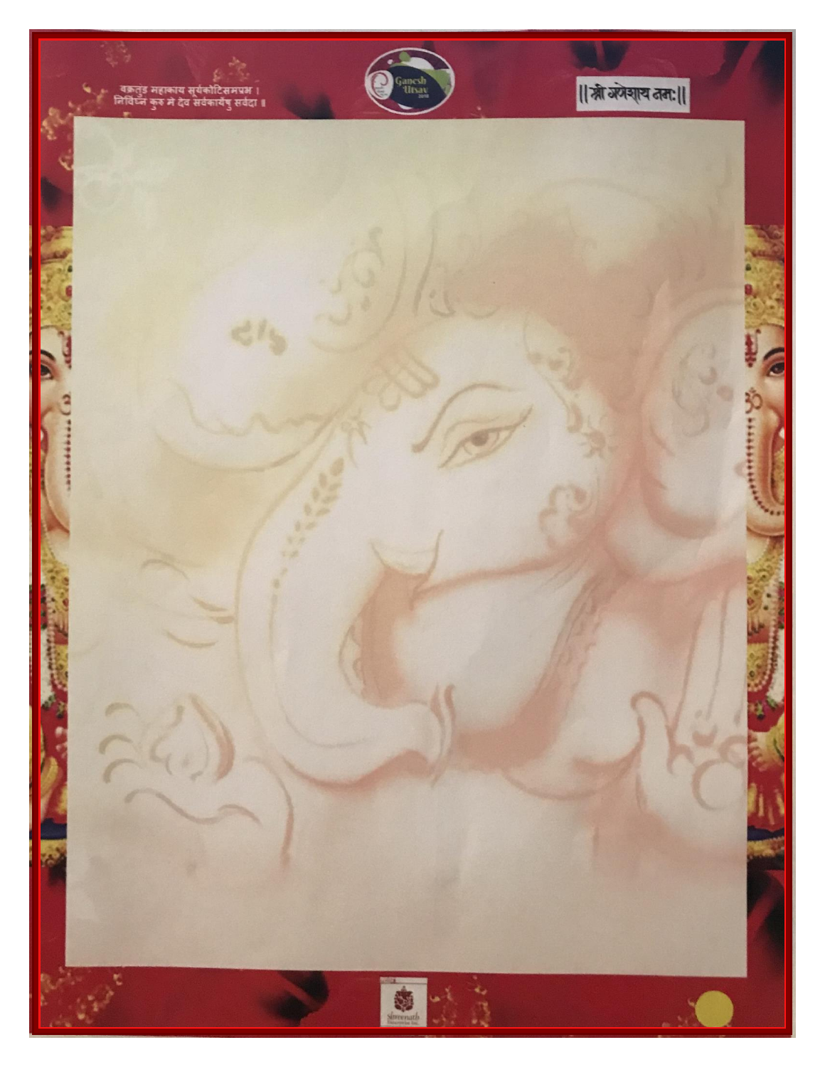वक्रतुंड महाकाय सूर्यकोटिसमप्रभ ।
निर्विघ्नं कुरु मे देव सर्वकार्येषु सर्वदा ॥

Ganesh Utsav

||श्री गणेशाय नमः||